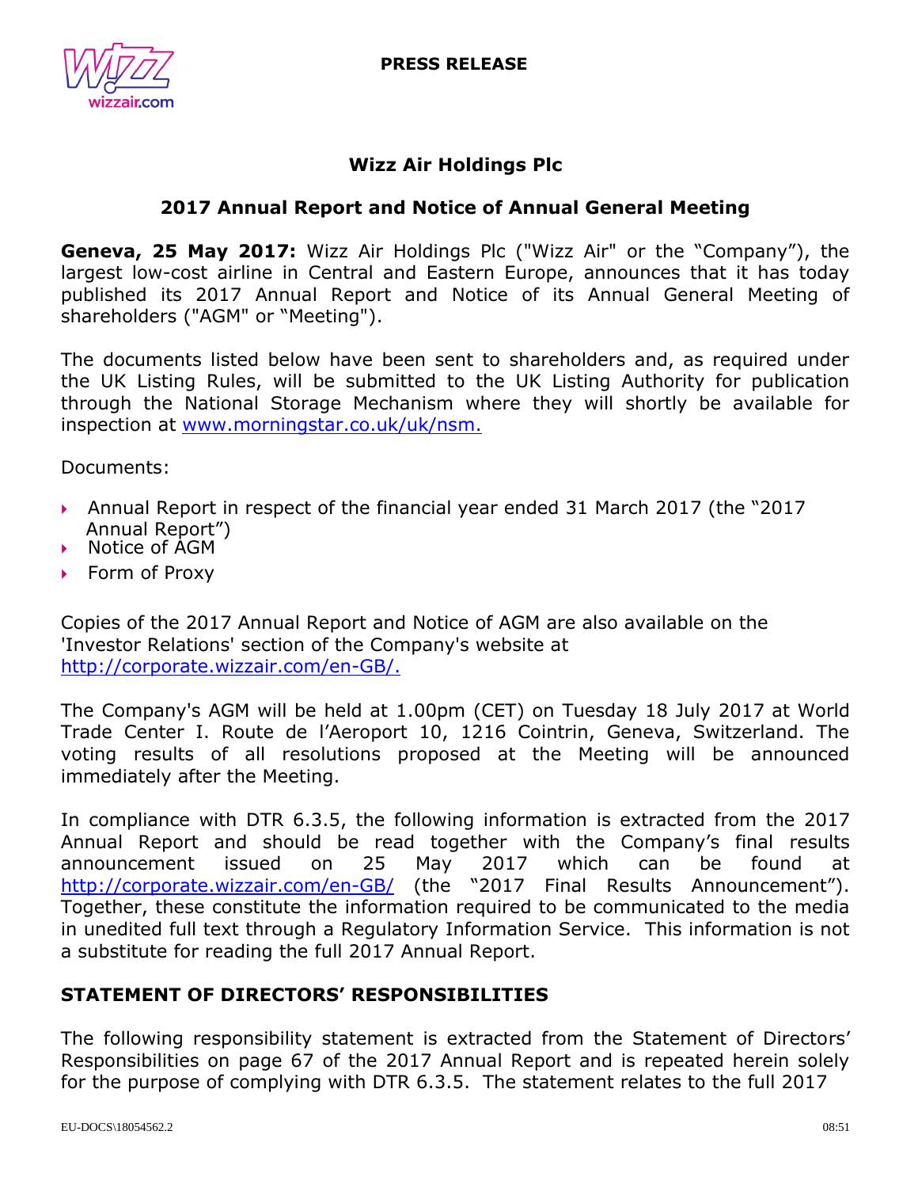**PRESS RELEASE**

# Wizz Air Holdings Plc

## 2017 Annual Report and Notice of Annual General Meeting

**Geneva, 25 May 2017:** Wizz Air Holdings Plc ("Wizz Air" or the "Company"), the largest low-cost airline in Central and Eastern Europe, announces that it has today published its 2017 Annual Report and Notice of its Annual General Meeting of shareholders ("AGM" or "Meeting").

The documents listed below have been sent to shareholders and, as required under the UK Listing Rules, will be submitted to the UK Listing Authority for publication through the National Storage Mechanism where they will shortly be available for inspection at www.morningstar.co.uk/uk/nsm.

Documents:

- Annual Report in respect of the financial year ended 31 March 2017 (the "2017 Annual Report")
- Notice of AGM
- Form of Proxy

Copies of the 2017 Annual Report and Notice of AGM are also available on the 'Investor Relations' section of the Company's website at http://corporate.wizzair.com/en-GB/.

The Company's AGM will be held at 1.00pm (CET) on Tuesday 18 July 2017 at World Trade Center I. Route de l'Aeroport 10, 1216 Cointrin, Geneva, Switzerland. The voting results of all resolutions proposed at the Meeting will be announced immediately after the Meeting.

In compliance with DTR 6.3.5, the following information is extracted from the 2017 Annual Report and should be read together with the Company's final results announcement issued on 25 May 2017 which can be found at http://corporate.wizzair.com/en-GB/ (the "2017 Final Results Announcement"). Together, these constitute the information required to be communicated to the media in unedited full text through a Regulatory Information Service. This information is not a substitute for reading the full 2017 Annual Report.

## STATEMENT OF DIRECTORS' RESPONSIBILITIES

The following responsibility statement is extracted from the Statement of Directors' Responsibilities on page 67 of the 2017 Annual Report and is repeated herein solely for the purpose of complying with DTR 6.3.5. The statement relates to the full 2017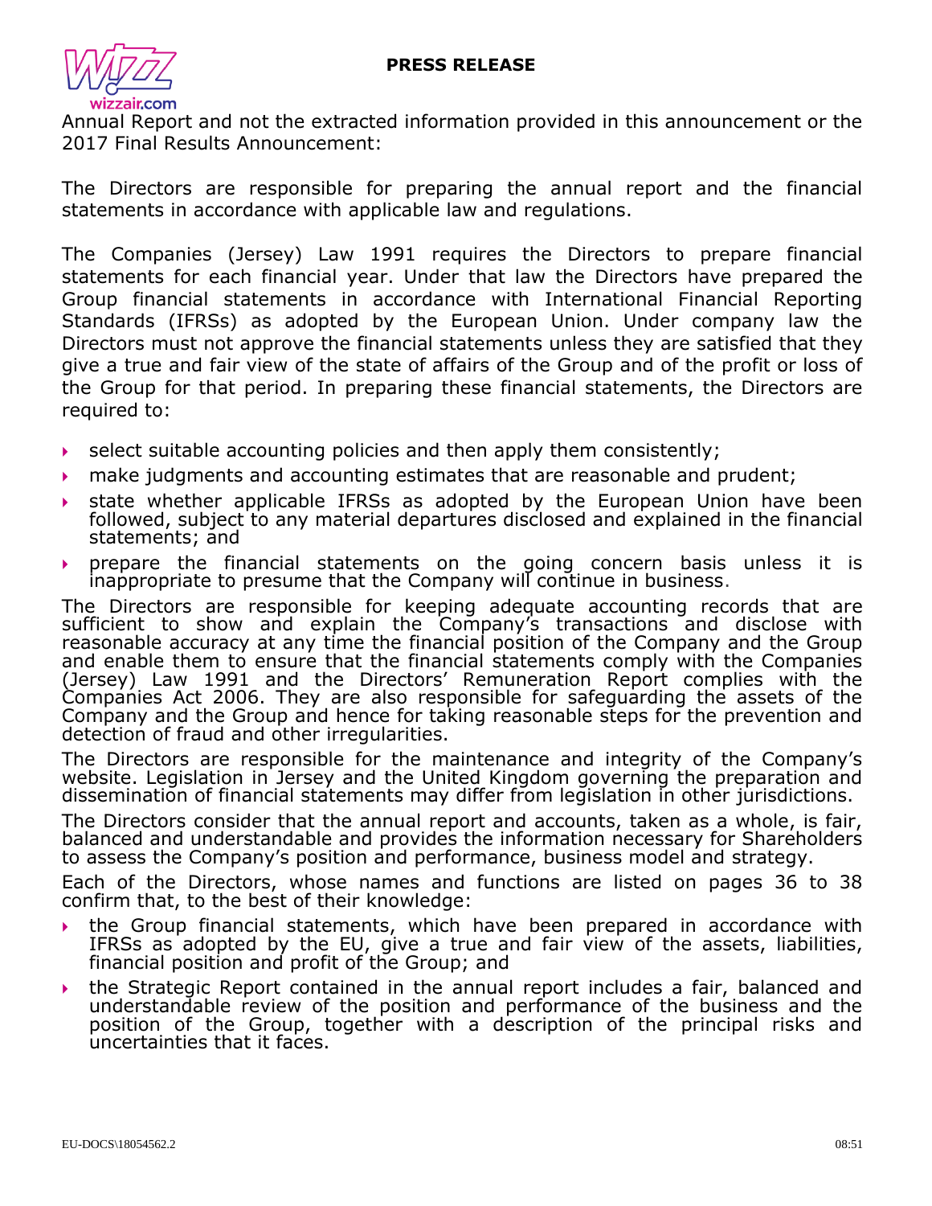Annual Report and not the extracted information provided in this announcement or the 2017 Final Results Announcement:

The Directors are responsible for preparing the annual report and the financial statements in accordance with applicable law and regulations.

The Companies (Jersey) Law 1991 requires the Directors to prepare financial statements for each financial year. Under that law the Directors have prepared the Group financial statements in accordance with International Financial Reporting Standards (IFRSs) as adopted by the European Union. Under company law the Directors must not approve the financial statements unless they are satisfied that they give a true and fair view of the state of affairs of the Group and of the profit or loss of the Group for that period. In preparing these financial statements, the Directors are required to:

- select suitable accounting policies and then apply them consistently;
- make judgments and accounting estimates that are reasonable and prudent;
- state whether applicable IFRSs as adopted by the European Union have been followed, subject to any material departures disclosed and explained in the financial statements; and
- prepare the financial statements on the going concern basis unless it is inappropriate to presume that the Company will continue in business.

The Directors are responsible for keeping adequate accounting records that are sufficient to show and explain the Company's transactions and disclose with reasonable accuracy at any time the financial position of the Company and the Group and enable them to ensure that the financial statements comply with the Companies (Jersey) Law 1991 and the Directors' Remuneration Report complies with the Companies Act 2006. They are also responsible for safeguarding the assets of the Company and the Group and hence for taking reasonable steps for the prevention and detection of fraud and other irregularities.

The Directors are responsible for the maintenance and integrity of the Company's website. Legislation in Jersey and the United Kingdom governing the preparation and dissemination of financial statements may differ from legislation in other jurisdictions.

The Directors consider that the annual report and accounts, taken as a whole, is fair, balanced and understandable and provides the information necessary for Shareholders to assess the Company's position and performance, business model and strategy.

Each of the Directors, whose names and functions are listed on pages 36 to 38 confirm that, to the best of their knowledge:

- the Group financial statements, which have been prepared in accordance with IFRSs as adopted by the EU, give a true and fair view of the assets, liabilities, financial position and profit of the Group; and
- the Strategic Report contained in the annual report includes a fair, balanced and understandable review of the position and performance of the business and the position of the Group, together with a description of the principal risks and uncertainties that it faces.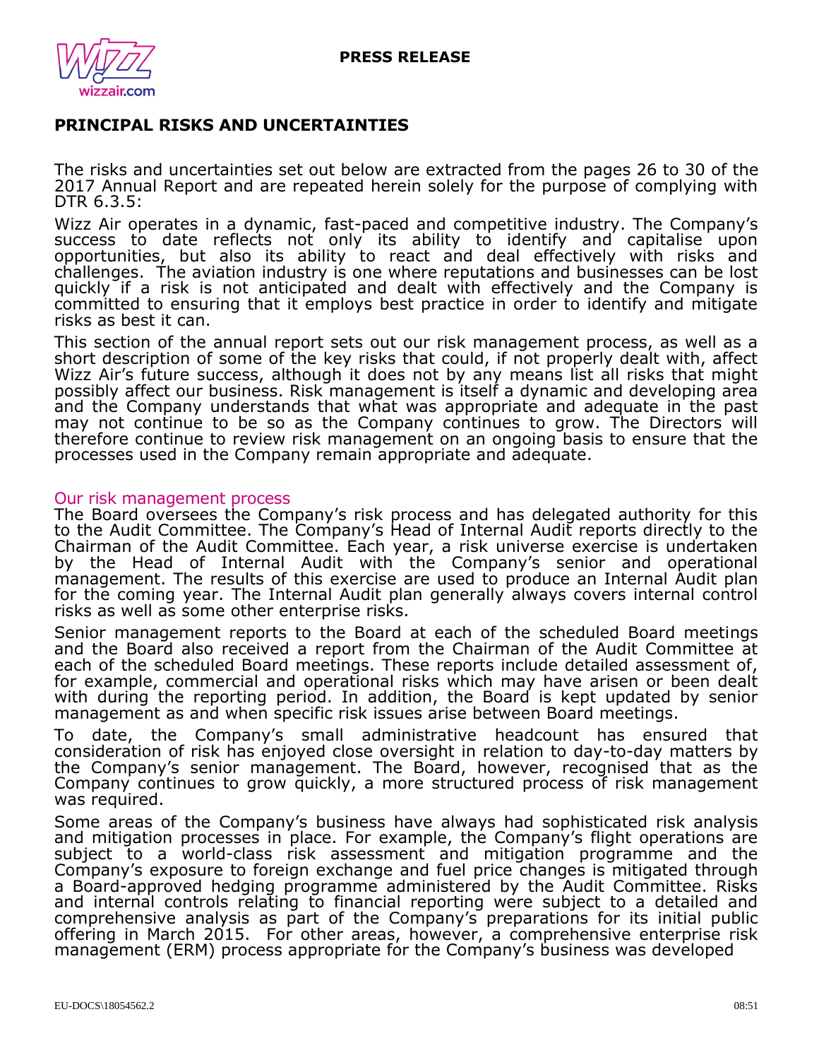**PRESS RELEASE**

## PRINCIPAL RISKS AND UNCERTAINTIES

The risks and uncertainties set out below are extracted from the pages 26 to 30 of the 2017 Annual Report and are repeated herein solely for the purpose of complying with DTR 6.3.5:

Wizz Air operates in a dynamic, fast-paced and competitive industry. The Company's success to date reflects not only its ability to identify and capitalise upon opportunities, but also its ability to react and deal effectively with risks and challenges. The aviation industry is one where reputations and businesses can be lost quickly if a risk is not anticipated and dealt with effectively and the Company is committed to ensuring that it employs best practice in order to identify and mitigate risks as best it can.

This section of the annual report sets out our risk management process, as well as a short description of some of the key risks that could, if not properly dealt with, affect Wizz Air's future success, although it does not by any means list all risks that might possibly affect our business. Risk management is itself a dynamic and developing area and the Company understands that what was appropriate and adequate in the past may not continue to be so as the Company continues to grow. The Directors will therefore continue to review risk management on an ongoing basis to ensure that the processes used in the Company remain appropriate and adequate.

### Our risk management process

The Board oversees the Company's risk process and has delegated authority for this to the Audit Committee. The Company's Head of Internal Audit reports directly to the Chairman of the Audit Committee. Each year, a risk universe exercise is undertaken by the Head of Internal Audit with the Company's senior and operational management. The results of this exercise are used to produce an Internal Audit plan for the coming year. The Internal Audit plan generally always covers internal control risks as well as some other enterprise risks.

Senior management reports to the Board at each of the scheduled Board meetings and the Board also received a report from the Chairman of the Audit Committee at each of the scheduled Board meetings. These reports include detailed assessment of, for example, commercial and operational risks which may have arisen or been dealt with during the reporting period. In addition, the Board is kept updated by senior management as and when specific risk issues arise between Board meetings.

To date, the Company's small administrative headcount has ensured that consideration of risk has enjoyed close oversight in relation to day-to-day matters by the Company's senior management. The Board, however, recognised that as the Company continues to grow quickly, a more structured process of risk management was required.

Some areas of the Company's business have always had sophisticated risk analysis and mitigation processes in place. For example, the Company's flight operations are subject to a world-class risk assessment and mitigation programme and the Company's exposure to foreign exchange and fuel price changes is mitigated through a Board-approved hedging programme administered by the Audit Committee. Risks and internal controls relating to financial reporting were subject to a detailed and comprehensive analysis as part of the Company's preparations for its initial public offering in March 2015. For other areas, however, a comprehensive enterprise risk management (ERM) process appropriate for the Company's business was developed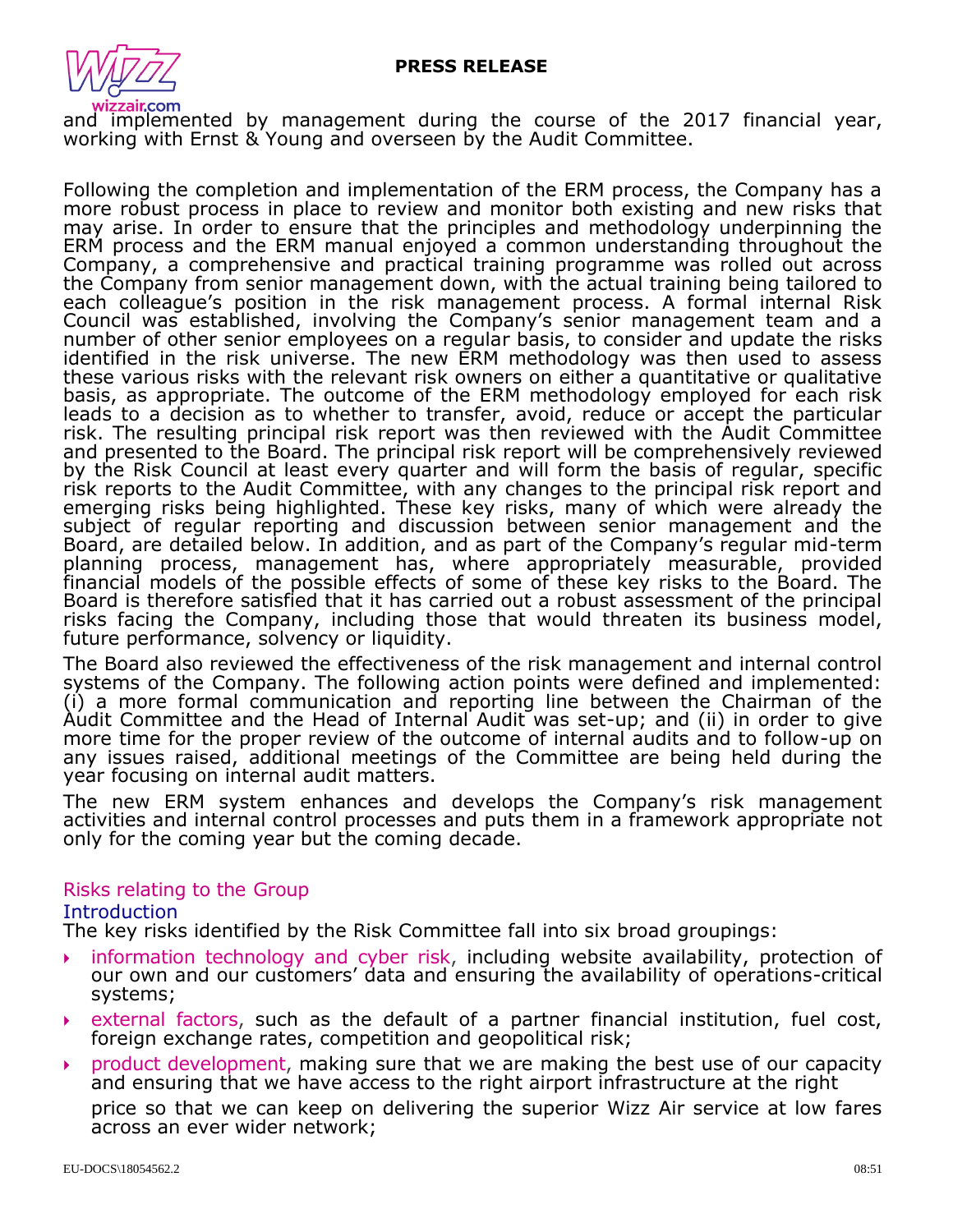and implemented by management during the course of the 2017 financial year, working with Ernst & Young and overseen by the Audit Committee.

Following the completion and implementation of the ERM process, the Company has a more robust process in place to review and monitor both existing and new risks that may arise. In order to ensure that the principles and methodology underpinning the ERM process and the ERM manual enjoyed a common understanding throughout the Company, a comprehensive and practical training programme was rolled out across the Company from senior management down, with the actual training being tailored to each colleague's position in the risk management process. A formal internal Risk Council was established, involving the Company's senior management team and a number of other senior employees on a regular basis, to consider and update the risks identified in the risk universe. The new ERM methodology was then used to assess these various risks with the relevant risk owners on either a quantitative or qualitative basis, as appropriate. The outcome of the ERM methodology employed for each risk leads to a decision as to whether to transfer, avoid, reduce or accept the particular risk. The resulting principal risk report was then reviewed with the Audit Committee and presented to the Board. The principal risk report will be comprehensively reviewed by the Risk Council at least every quarter and will form the basis of regular, specific risk reports to the Audit Committee, with any changes to the principal risk report and emerging risks being highlighted. These key risks, many of which were already the subject of regular reporting and discussion between senior management and the Board, are detailed below. In addition, and as part of the Company's regular mid-term planning process, management has, where appropriately measurable, provided financial models of the possible effects of some of these key risks to the Board. The Board is therefore satisfied that it has carried out a robust assessment of the principal risks facing the Company, including those that would threaten its business model, future performance, solvency or liquidity.

The Board also reviewed the effectiveness of the risk management and internal control systems of the Company. The following action points were defined and implemented: (i) a more formal communication and reporting line between the Chairman of the Audit Committee and the Head of Internal Audit was set-up; and (ii) in order to give more time for the proper review of the outcome of internal audits and to follow-up on any issues raised, additional meetings of the Committee are being held during the year focusing on internal audit matters.

The new ERM system enhances and develops the Company's risk management activities and internal control processes and puts them in a framework appropriate not only for the coming year but the coming decade.

## Risks relating to the Group

### Introduction

The key risks identified by the Risk Committee fall into six broad groupings:

- information technology and cyber risk, including website availability, protection of our own and our customers' data and ensuring the availability of operations-critical systems;
- external factors, such as the default of a partner financial institution, fuel cost, foreign exchange rates, competition and geopolitical risk;
- product development, making sure that we are making the best use of our capacity and ensuring that we have access to the right airport infrastructure at the right price so that we can keep on delivering the superior Wizz Air service at low fares across an ever wider network;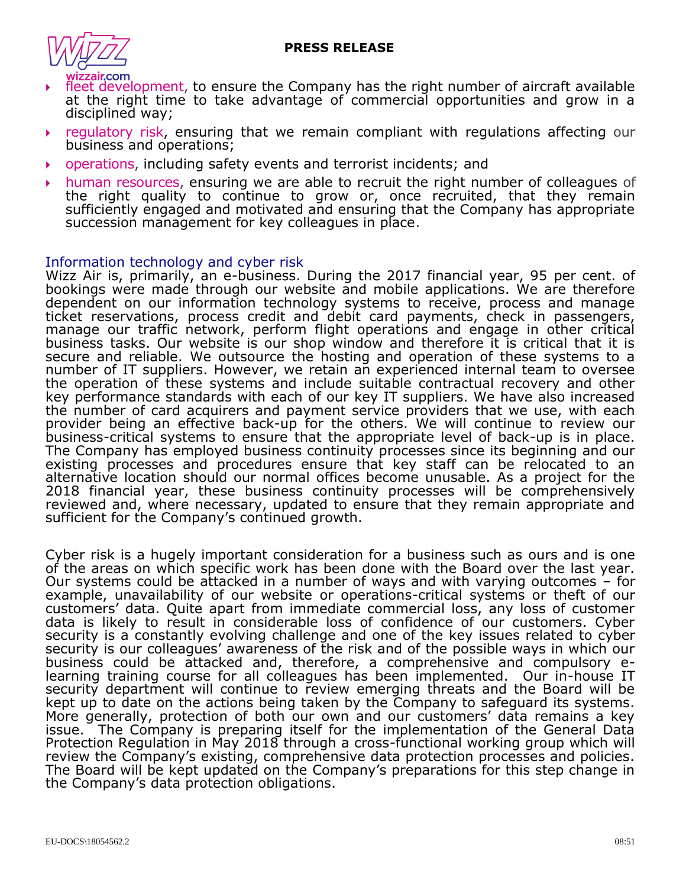- fleet development, to ensure the Company has the right number of aircraft available at the right time to take advantage of commercial opportunities and grow in a disciplined way;
- regulatory risk, ensuring that we remain compliant with regulations affecting our business and operations;
- operations, including safety events and terrorist incidents; and
- human resources, ensuring we are able to recruit the right number of colleagues of the right quality to continue to grow or, once recruited, that they remain sufficiently engaged and motivated and ensuring that the Company has appropriate succession management for key colleagues in place.

## Information technology and cyber risk

Wizz Air is, primarily, an e-business. During the 2017 financial year, 95 per cent. of bookings were made through our website and mobile applications. We are therefore dependent on our information technology systems to receive, process and manage ticket reservations, process credit and debit card payments, check in passengers, manage our traffic network, perform flight operations and engage in other critical business tasks. Our website is our shop window and therefore it is critical that it is secure and reliable. We outsource the hosting and operation of these systems to a number of IT suppliers. However, we retain an experienced internal team to oversee the operation of these systems and include suitable contractual recovery and other key performance standards with each of our key IT suppliers. We have also increased the number of card acquirers and payment service providers that we use, with each provider being an effective back-up for the others. We will continue to review our business-critical systems to ensure that the appropriate level of back-up is in place. The Company has employed business continuity processes since its beginning and our existing processes and procedures ensure that key staff can be relocated to an alternative location should our normal offices become unusable. As a project for the 2018 financial year, these business continuity processes will be comprehensively reviewed and, where necessary, updated to ensure that they remain appropriate and sufficient for the Company's continued growth.

Cyber risk is a hugely important consideration for a business such as ours and is one of the areas on which specific work has been done with the Board over the last year. Our systems could be attacked in a number of ways and with varying outcomes – for example, unavailability of our website or operations-critical systems or theft of our customers' data. Quite apart from immediate commercial loss, any loss of customer data is likely to result in considerable loss of confidence of our customers. Cyber security is a constantly evolving challenge and one of the key issues related to cyber security is our colleagues' awareness of the risk and of the possible ways in which our business could be attacked and, therefore, a comprehensive and compulsory e-learning training course for all colleagues has been implemented. Our in-house IT security department will continue to review emerging threats and the Board will be kept up to date on the actions being taken by the Company to safeguard its systems. More generally, protection of both our own and our customers' data remains a key issue. The Company is preparing itself for the implementation of the General Data Protection Regulation in May 2018 through a cross-functional working group which will review the Company's existing, comprehensive data protection processes and policies. The Board will be kept updated on the Company's preparations for this step change in the Company's data protection obligations.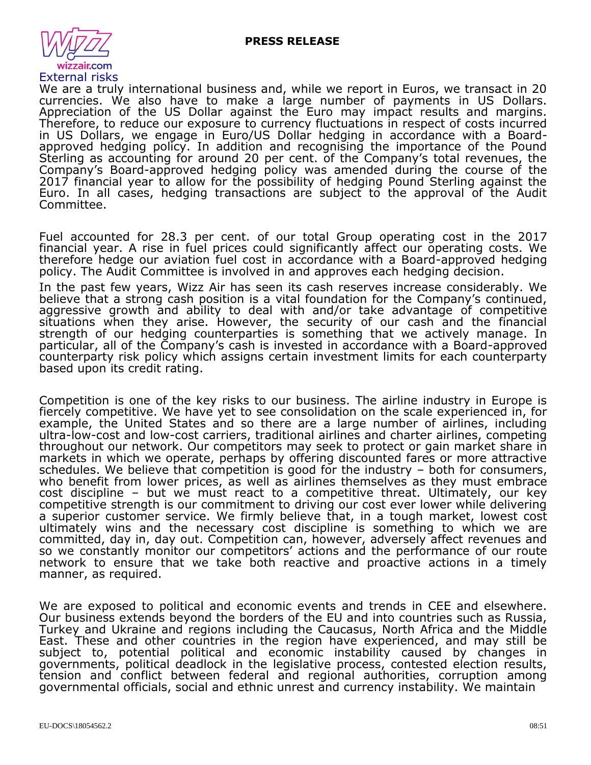## External risks

We are a truly international business and, while we report in Euros, we transact in 20 currencies. We also have to make a large number of payments in US Dollars. Appreciation of the US Dollar against the Euro may impact results and margins. Therefore, to reduce our exposure to currency fluctuations in respect of costs incurred in US Dollars, we engage in Euro/US Dollar hedging in accordance with a Board-approved hedging policy. In addition and recognising the importance of the Pound Sterling as accounting for around 20 per cent. of the Company's total revenues, the Company's Board-approved hedging policy was amended during the course of the 2017 financial year to allow for the possibility of hedging Pound Sterling against the Euro. In all cases, hedging transactions are subject to the approval of the Audit Committee.

Fuel accounted for 28.3 per cent. of our total Group operating cost in the 2017 financial year. A rise in fuel prices could significantly affect our operating costs. We therefore hedge our aviation fuel cost in accordance with a Board-approved hedging policy. The Audit Committee is involved in and approves each hedging decision.

In the past few years, Wizz Air has seen its cash reserves increase considerably. We believe that a strong cash position is a vital foundation for the Company's continued, aggressive growth and ability to deal with and/or take advantage of competitive situations when they arise. However, the security of our cash and the financial strength of our hedging counterparties is something that we actively manage. In particular, all of the Company's cash is invested in accordance with a Board-approved counterparty risk policy which assigns certain investment limits for each counterparty based upon its credit rating.

Competition is one of the key risks to our business. The airline industry in Europe is fiercely competitive. We have yet to see consolidation on the scale experienced in, for example, the United States and so there are a large number of airlines, including ultra-low-cost and low-cost carriers, traditional airlines and charter airlines, competing throughout our network. Our competitors may seek to protect or gain market share in markets in which we operate, perhaps by offering discounted fares or more attractive schedules. We believe that competition is good for the industry – both for consumers, who benefit from lower prices, as well as airlines themselves as they must embrace cost discipline – but we must react to a competitive threat. Ultimately, our key competitive strength is our commitment to driving our cost ever lower while delivering a superior customer service. We firmly believe that, in a tough market, lowest cost ultimately wins and the necessary cost discipline is something to which we are committed, day in, day out. Competition can, however, adversely affect revenues and so we constantly monitor our competitors' actions and the performance of our route network to ensure that we take both reactive and proactive actions in a timely manner, as required.

We are exposed to political and economic events and trends in CEE and elsewhere. Our business extends beyond the borders of the EU and into countries such as Russia, Turkey and Ukraine and regions including the Caucasus, North Africa and the Middle East. These and other countries in the region have experienced, and may still be subject to, potential political and economic instability caused by changes in governments, political deadlock in the legislative process, contested election results, tension and conflict between federal and regional authorities, corruption among governmental officials, social and ethnic unrest and currency instability. We maintain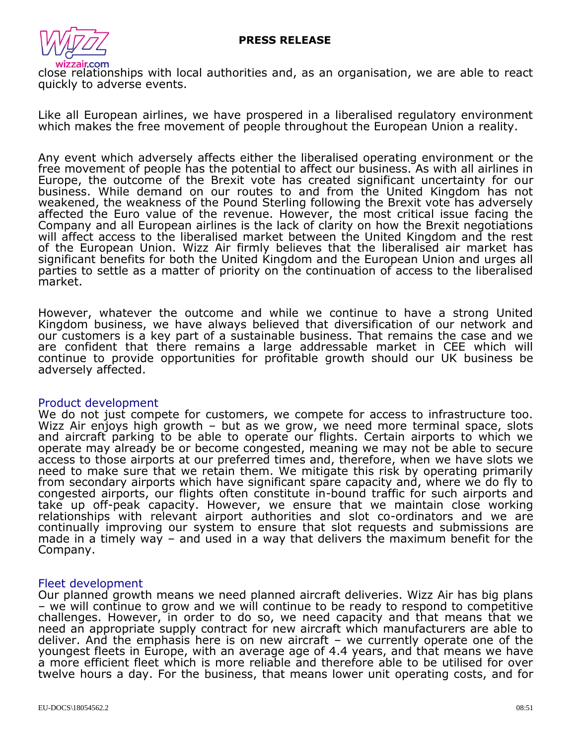close relationships with local authorities and, as an organisation, we are able to react quickly to adverse events.

Like all European airlines, we have prospered in a liberalised regulatory environment which makes the free movement of people throughout the European Union a reality.

Any event which adversely affects either the liberalised operating environment or the free movement of people has the potential to affect our business. As with all airlines in Europe, the outcome of the Brexit vote has created significant uncertainty for our business. While demand on our routes to and from the United Kingdom has not weakened, the weakness of the Pound Sterling following the Brexit vote has adversely affected the Euro value of the revenue. However, the most critical issue facing the Company and all European airlines is the lack of clarity on how the Brexit negotiations will affect access to the liberalised market between the United Kingdom and the rest of the European Union. Wizz Air firmly believes that the liberalised air market has significant benefits for both the United Kingdom and the European Union and urges all parties to settle as a matter of priority on the continuation of access to the liberalised market.

However, whatever the outcome and while we continue to have a strong United Kingdom business, we have always believed that diversification of our network and our customers is a key part of a sustainable business. That remains the case and we are confident that there remains a large addressable market in CEE which will continue to provide opportunities for profitable growth should our UK business be adversely affected.

## Product development

We do not just compete for customers, we compete for access to infrastructure too. Wizz Air enjoys high growth – but as we grow, we need more terminal space, slots and aircraft parking to be able to operate our flights. Certain airports to which we operate may already be or become congested, meaning we may not be able to secure access to those airports at our preferred times and, therefore, when we have slots we need to make sure that we retain them. We mitigate this risk by operating primarily from secondary airports which have significant spare capacity and, where we do fly to congested airports, our flights often constitute in-bound traffic for such airports and take up off-peak capacity. However, we ensure that we maintain close working relationships with relevant airport authorities and slot co-ordinators and we are continually improving our system to ensure that slot requests and submissions are made in a timely way – and used in a way that delivers the maximum benefit for the Company.

## Fleet development

Our planned growth means we need planned aircraft deliveries. Wizz Air has big plans – we will continue to grow and we will continue to be ready to respond to competitive challenges. However, in order to do so, we need capacity and that means that we need an appropriate supply contract for new aircraft which manufacturers are able to deliver. And the emphasis here is on new aircraft – we currently operate one of the youngest fleets in Europe, with an average age of 4.4 years, and that means we have a more efficient fleet which is more reliable and therefore able to be utilised for over twelve hours a day. For the business, that means lower unit operating costs, and for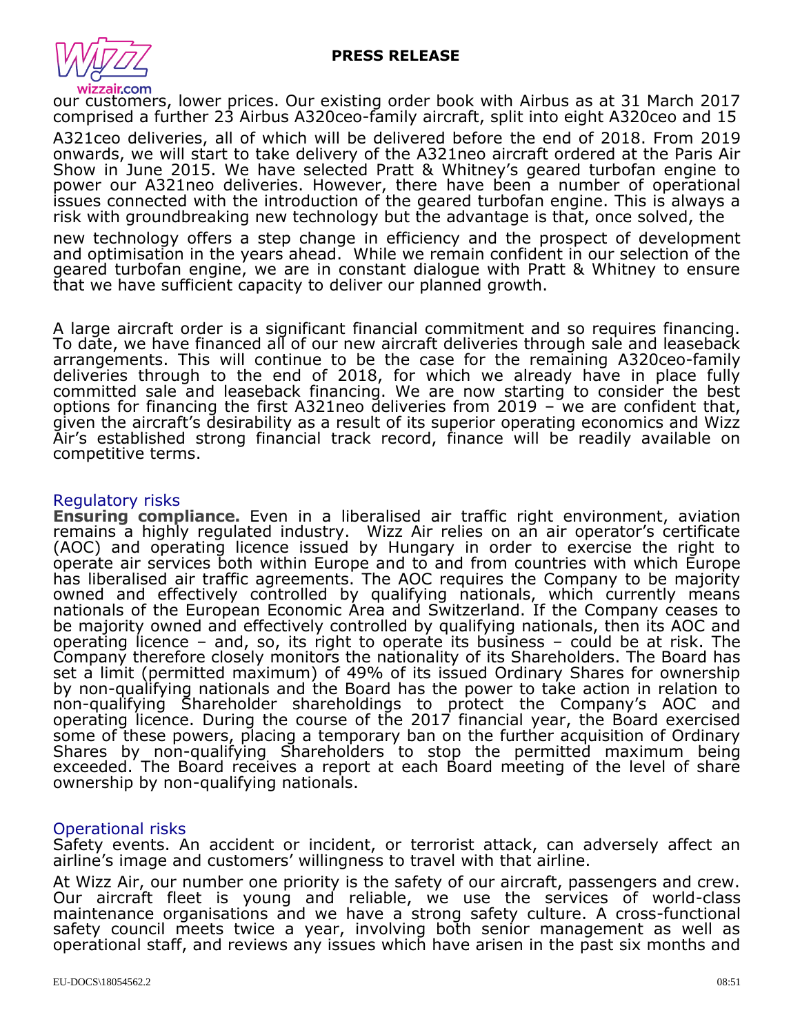our customers, lower prices. Our existing order book with Airbus as at 31 March 2017 comprised a further 23 Airbus A320ceo-family aircraft, split into eight A320ceo and 15 A321ceo deliveries, all of which will be delivered before the end of 2018. From 2019 onwards, we will start to take delivery of the A321neo aircraft ordered at the Paris Air Show in June 2015. We have selected Pratt & Whitney's geared turbofan engine to power our A321neo deliveries. However, there have been a number of operational issues connected with the introduction of the geared turbofan engine. This is always a risk with groundbreaking new technology but the advantage is that, once solved, the new technology offers a step change in efficiency and the prospect of development and optimisation in the years ahead. While we remain confident in our selection of the geared turbofan engine, we are in constant dialogue with Pratt & Whitney to ensure that we have sufficient capacity to deliver our planned growth.

A large aircraft order is a significant financial commitment and so requires financing. To date, we have financed all of our new aircraft deliveries through sale and leaseback arrangements. This will continue to be the case for the remaining A320ceo-family deliveries through to the end of 2018, for which we already have in place fully committed sale and leaseback financing. We are now starting to consider the best options for financing the first A321neo deliveries from 2019 – we are confident that, given the aircraft's desirability as a result of its superior operating economics and Wizz Air's established strong financial track record, finance will be readily available on competitive terms.

## Regulatory risks

**Ensuring compliance.** Even in a liberalised air traffic right environment, aviation remains a highly regulated industry. Wizz Air relies on an air operator's certificate (AOC) and operating licence issued by Hungary in order to exercise the right to operate air services both within Europe and to and from countries with which Europe has liberalised air traffic agreements. The AOC requires the Company to be majority owned and effectively controlled by qualifying nationals, which currently means nationals of the European Economic Area and Switzerland. If the Company ceases to be majority owned and effectively controlled by qualifying nationals, then its AOC and operating licence – and, so, its right to operate its business – could be at risk. The Company therefore closely monitors the nationality of its Shareholders. The Board has set a limit (permitted maximum) of 49% of its issued Ordinary Shares for ownership by non-qualifying nationals and the Board has the power to take action in relation to non-qualifying Shareholder shareholdings to protect the Company's AOC and operating licence. During the course of the 2017 financial year, the Board exercised some of these powers, placing a temporary ban on the further acquisition of Ordinary Shares by non-qualifying Shareholders to stop the permitted maximum being exceeded. The Board receives a report at each Board meeting of the level of share ownership by non-qualifying nationals.

## Operational risks

Safety events. An accident or incident, or terrorist attack, can adversely affect an airline's image and customers' willingness to travel with that airline.

At Wizz Air, our number one priority is the safety of our aircraft, passengers and crew. Our aircraft fleet is young and reliable, we use the services of world-class maintenance organisations and we have a strong safety culture. A cross-functional safety council meets twice a year, involving both senior management as well as operational staff, and reviews any issues which have arisen in the past six months and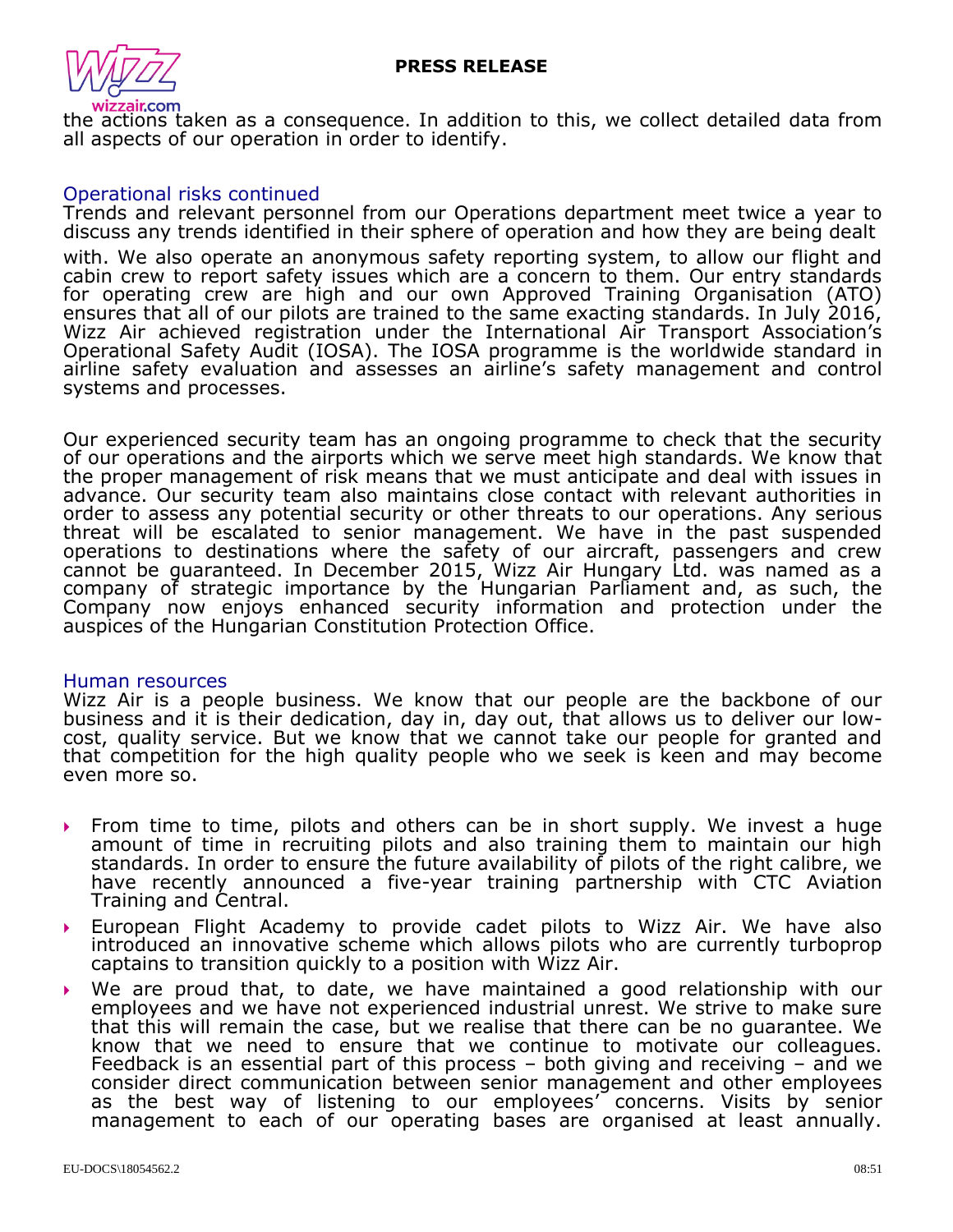the actions taken as a consequence. In addition to this, we collect detailed data from all aspects of our operation in order to identify.

## Operational risks continued

Trends and relevant personnel from our Operations department meet twice a year to discuss any trends identified in their sphere of operation and how they are being dealt with. We also operate an anonymous safety reporting system, to allow our flight and cabin crew to report safety issues which are a concern to them. Our entry standards for operating crew are high and our own Approved Training Organisation (ATO) ensures that all of our pilots are trained to the same exacting standards. In July 2016, Wizz Air achieved registration under the International Air Transport Association's Operational Safety Audit (IOSA). The IOSA programme is the worldwide standard in airline safety evaluation and assesses an airline's safety management and control systems and processes.

Our experienced security team has an ongoing programme to check that the security of our operations and the airports which we serve meet high standards. We know that the proper management of risk means that we must anticipate and deal with issues in advance. Our security team also maintains close contact with relevant authorities in order to assess any potential security or other threats to our operations. Any serious threat will be escalated to senior management. We have in the past suspended operations to destinations where the safety of our aircraft, passengers and crew cannot be guaranteed. In December 2015, Wizz Air Hungary Ltd. was named as a company of strategic importance by the Hungarian Parliament and, as such, the Company now enjoys enhanced security information and protection under the auspices of the Hungarian Constitution Protection Office.

## Human resources

Wizz Air is a people business. We know that our people are the backbone of our business and it is their dedication, day in, day out, that allows us to deliver our low-cost, quality service. But we know that we cannot take our people for granted and that competition for the high quality people who we seek is keen and may become even more so.

- From time to time, pilots and others can be in short supply. We invest a huge amount of time in recruiting pilots and also training them to maintain our high standards. In order to ensure the future availability of pilots of the right calibre, we have recently announced a five-year training partnership with CTC Aviation Training and Central.
- European Flight Academy to provide cadet pilots to Wizz Air. We have also introduced an innovative scheme which allows pilots who are currently turboprop captains to transition quickly to a position with Wizz Air.
- We are proud that, to date, we have maintained a good relationship with our employees and we have not experienced industrial unrest. We strive to make sure that this will remain the case, but we realise that there can be no guarantee. We know that we need to ensure that we continue to motivate our colleagues. Feedback is an essential part of this process – both giving and receiving – and we consider direct communication between senior management and other employees as the best way of listening to our employees' concerns. Visits by senior management to each of our operating bases are organised at least annually.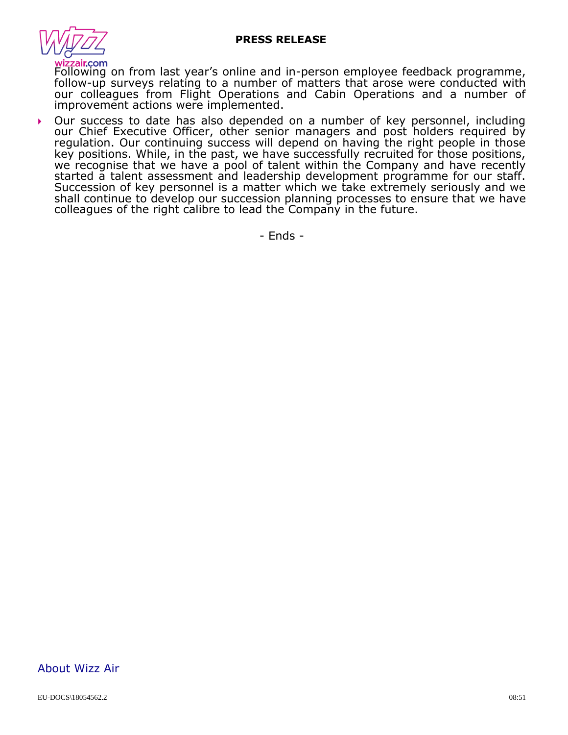Following on from last year's online and in-person employee feedback programme, follow-up surveys relating to a number of matters that arose were conducted with our colleagues from Flight Operations and Cabin Operations and a number of improvement actions were implemented.

- Our success to date has also depended on a number of key personnel, including our Chief Executive Officer, other senior managers and post holders required by regulation. Our continuing success will depend on having the right people in those key positions. While, in the past, we have successfully recruited for those positions, we recognise that we have a pool of talent within the Company and have recently started a talent assessment and leadership development programme for our staff. Succession of key personnel is a matter which we take extremely seriously and we shall continue to develop our succession planning processes to ensure that we have colleagues of the right calibre to lead the Company in the future.

- Ends -

## About Wizz Air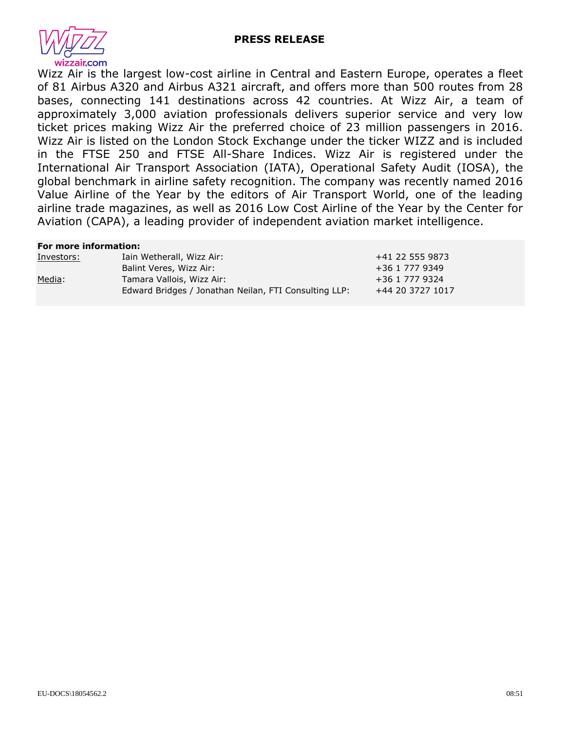**PRESS RELEASE**

wizzair.com

Wizz Air is the largest low-cost airline in Central and Eastern Europe, operates a fleet of 81 Airbus A320 and Airbus A321 aircraft, and offers more than 500 routes from 28 bases, connecting 141 destinations across 42 countries. At Wizz Air, a team of approximately 3,000 aviation professionals delivers superior service and very low ticket prices making Wizz Air the preferred choice of 23 million passengers in 2016. Wizz Air is listed on the London Stock Exchange under the ticker WIZZ and is included in the FTSE 250 and FTSE All-Share Indices. Wizz Air is registered under the International Air Transport Association (IATA), Operational Safety Audit (IOSA), the global benchmark in airline safety recognition. The company was recently named 2016 Value Airline of the Year by the editors of Air Transport World, one of the leading airline trade magazines, as well as 2016 Low Cost Airline of the Year by the Center for Aviation (CAPA), a leading provider of independent aviation market intelligence.

**For more information:**

| | | |
|---|---|---|
| Investors: | Iain Wetherall, Wizz Air: | +41 22 555 9873 |
| | Balint Veres, Wizz Air: | +36 1 777 9349 |
| Media: | Tamara Vallois, Wizz Air: | +36 1 777 9324 |
| | Edward Bridges / Jonathan Neilan, FTI Consulting LLP: | +44 20 3727 1017 |

EU-DOCS\18054562.2 08:51